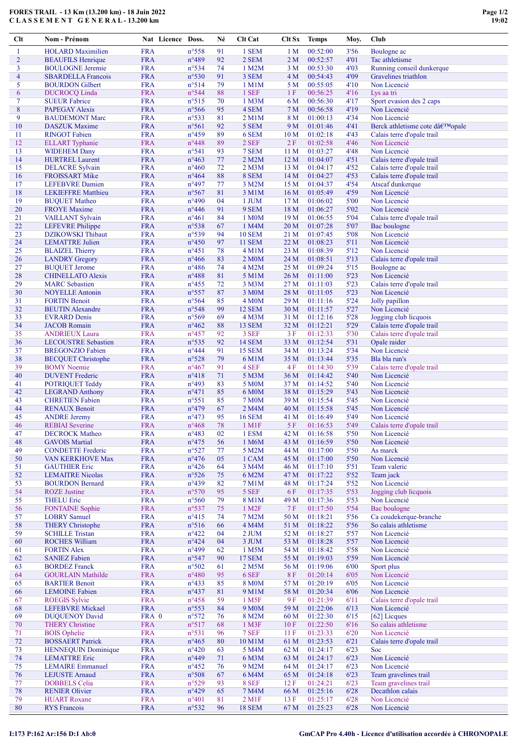# FORES TRAIL - 13 Km (13.200 km) - 18 Juin 2022
## C L A S S E M E N T G E N E R A L - 13.200 km

| Clt | Nom - Prénom | Nat | Licence | Doss. | Né | Clt Cat | Clt Sx | Temps | Moy. | Club |
|---|---|---|---|---|---|---|---|---|---|---|
| 1 | HOLARD Maximilien | FRA | | n°558 | 91 | 1 SEM | 1 M | 00:52:00 | 3'56 | Boulogne ac |
| 2 | BEAUFILS Henrique | FRA | | n°489 | 92 | 2 SEM | 2 M | 00:52:57 | 4'01 | Tac athletisme |
| 3 | BOULOGNE Jeremie | FRA | | n°534 | 74 | 1 M2M | 3 M | 00:53:30 | 4'03 | Running conseil dunkerque |
| 4 | SBARDELLA Francois | FRA | | n°530 | 91 | 3 SEM | 4 M | 00:54:43 | 4'09 | Gravelines triathlon |
| 5 | BOURDON Gilbert | FRA | | n°514 | 79 | 1 M1M | 5 M | 00:55:05 | 4'10 | Non Licencié |
| 6 | DUCROCQ Linda | FRA | | n°544 | 88 | 1 SEF | 1 F | 00:56:25 | 4'16 | Lys aa tri |
| 7 | SUEUR Fabrice | FRA | | n°515 | 70 | 1 M3M | 6 M | 00:56:30 | 4'17 | Sport evasion des 2 caps |
| 8 | PAPEGAY Alexis | FRA | | n°566 | 95 | 4 SEM | 7 M | 00:56:58 | 4'19 | Non Licencié |
| 9 | BAUDEMONT Marc | FRA | | n°533 | 81 | 2 M1M | 8 M | 01:00:13 | 4'34 | Non Licencié |
| 10 | DASZUK Maxime | FRA | | n°561 | 92 | 5 SEM | 9 M | 01:01:46 | 4'41 | Berck athletisme cote dâ€™opale |
| 11 | RINGOT Fabien | FRA | | n°459 | 89 | 6 SEM | 10 M | 01:02:18 | 4'43 | Calais terre d'opale trail |
| 12 | ELLART Typhanie | FRA | | n°448 | 89 | 2 SEF | 2 F | 01:02:58 | 4'46 | Non Licencié |
| 13 | WIDEHEM Dany | FRA | | n°541 | 93 | 7 SEM | 11 M | 01:03:27 | 4'48 | Non Licencié |
| 14 | HURTREL Laurent | FRA | | n°463 | 77 | 2 M2M | 12 M | 01:04:07 | 4'51 | Calais terre d'opale trail |
| 15 | DELACRE Sylvain | FRA | | n°460 | 72 | 2 M3M | 13 M | 01:04:17 | 4'52 | Calais terre d'opale trail |
| 16 | FROISSART Mike | FRA | | n°464 | 88 | 8 SEM | 14 M | 01:04:27 | 4'53 | Calais terre d'opale trail |
| 17 | LEFEBVRE Damien | FRA | | n°497 | 77 | 3 M2M | 15 M | 01:04:37 | 4'54 | Atscaf dunkerque |
| 18 | LEKIEFFRE Matthieu | FRA | | n°567 | 81 | 3 M1M | 16 M | 01:05:49 | 4'59 | Non Licencié |
| 19 | BUQUET Matheo | FRA | | n°490 | 04 | 1 JUM | 17 M | 01:06:02 | 5'00 | Non Licencié |
| 20 | FROYE Maxime | FRA | | n°446 | 91 | 9 SEM | 18 M | 01:06:27 | 5'02 | Non Licencié |
| 21 | VAILLANT Sylvain | FRA | | n°461 | 84 | 1 M0M | 19 M | 01:06:55 | 5'04 | Calais terre d'opale trail |
| 22 | LEFEVRE Philippe | FRA | | n°538 | 67 | 1 M4M | 20 M | 01:07:28 | 5'07 | Bac boulogne |
| 23 | DZIKOWSKI Thibaut | FRA | | n°539 | 94 | 10 SEM | 21 M | 01:07:45 | 5'08 | Non Licencié |
| 24 | LEMATTRE Julien | FRA | | n°450 | 97 | 11 SEM | 22 M | 01:08:23 | 5'11 | Non Licencié |
| 25 | BLAIZEL Thierry | FRA | | n°451 | 78 | 4 M1M | 23 M | 01:08:39 | 5'12 | Non Licencié |
| 26 | LANDRY Gregory | FRA | | n°466 | 83 | 2 M0M | 24 M | 01:08:51 | 5'13 | Calais terre d'opale trail |
| 27 | BUQUET Jerome | FRA | | n°486 | 74 | 4 M2M | 25 M | 01:09:24 | 5'15 | Boulogne ac |
| 28 | CHINELLATO Alexis | FRA | | n°488 | 81 | 5 M1M | 26 M | 01:11:00 | 5'23 | Non Licencié |
| 29 | MARC Sebastien | FRA | | n°455 | 72 | 3 M3M | 27 M | 01:11:03 | 5'23 | Calais terre d'opale trail |
| 30 | NOYELLE Antonin | FRA | | n°557 | 87 | 3 M0M | 28 M | 01:11:05 | 5'23 | Non Licencié |
| 31 | FORTIN Benoit | FRA | | n°564 | 85 | 4 M0M | 29 M | 01:11:16 | 5'24 | Jolly papillon |
| 32 | BEUTIN Alexandre | FRA | | n°548 | 99 | 12 SEM | 30 M | 01:11:57 | 5'27 | Non Licencié |
| 33 | EVRARD Denis | FRA | | n°569 | 69 | 4 M3M | 31 M | 01:12:16 | 5'28 | Jogging club licquois |
| 34 | JACOB Romain | FRA | | n°462 | 88 | 13 SEM | 32 M | 01:12:21 | 5'29 | Calais terre d'opale trail |
| 35 | ANDRIEUX Laura | FRA | | n°457 | 92 | 3 SEF | 3 F | 01:12:33 | 5'30 | Calais terre d'opale trail |
| 36 | LECOUSTRE Sebastien | FRA | | n°535 | 92 | 14 SEM | 33 M | 01:12:54 | 5'31 | Opale raider |
| 37 | BREGONZIO Fabien | FRA | | n°444 | 91 | 15 SEM | 34 M | 01:13:24 | 5'34 | Non Licencié |
| 38 | BECQUET Christophe | FRA | | n°528 | 79 | 6 M1M | 35 M | 01:13:44 | 5'35 | Bla bla run's |
| 39 | BOMY Noemie | FRA | | n°467 | 91 | 4 SEF | 4 F | 01:14:30 | 5'39 | Calais terre d'opale trail |
| 40 | DUVENT Frederic | FRA | | n°418 | 71 | 5 M3M | 36 M | 01:14:42 | 5'40 | Non Licencié |
| 41 | POTRIQUET Teddy | FRA | | n°493 | 83 | 5 M0M | 37 M | 01:14:52 | 5'40 | Non Licencié |
| 42 | LEGRAND Anthony | FRA | | n°471 | 85 | 6 M0M | 38 M | 01:15:29 | 5'43 | Non Licencié |
| 43 | CHRETIEN Fabien | FRA | | n°551 | 85 | 7 M0M | 39 M | 01:15:54 | 5'45 | Non Licencié |
| 44 | RENAUX Benoit | FRA | | n°479 | 67 | 2 M4M | 40 M | 01:15:58 | 5'45 | Non Licencié |
| 45 | ANDRE Jeremy | FRA | | n°473 | 95 | 16 SEM | 41 M | 01:16:49 | 5'49 | Non Licencié |
| 46 | REBIAI Severine | FRA | | n°468 | 78 | 1 M1F | 5 F | 01:16:53 | 5'49 | Calais terre d'opale trail |
| 47 | DECROCK Matheo | FRA | | n°483 | 02 | 1 ESM | 42 M | 01:16:58 | 5'50 | Non Licencié |
| 48 | GAVOIS Martial | FRA | | n°475 | 56 | 1 M6M | 43 M | 01:16:59 | 5'50 | Non Licencié |
| 49 | CONDETTE Frederic | FRA | | n°527 | 77 | 5 M2M | 44 M | 01:17:00 | 5'50 | As marck |
| 50 | VAN KERKHOVE Max | FRA | | n°476 | 05 | 1 CAM | 45 M | 01:17:00 | 5'50 | Non Licencié |
| 51 | GAUTHIER Eric | FRA | | n°426 | 64 | 3 M4M | 46 M | 01:17:10 | 5'51 | Team valeric |
| 52 | LEMAITRE Nicolas | FRA | | n°526 | 75 | 6 M2M | 47 M | 01:17:22 | 5'52 | Team jack |
| 53 | BOURDON Bernard | FRA | | n°439 | 82 | 7 M1M | 48 M | 01:17:24 | 5'52 | Non Licencié |
| 54 | ROZE Justine | FRA | | n°570 | 95 | 5 SEF | 6 F | 01:17:35 | 5'53 | Jogging club licquois |
| 55 | THELU Eric | FRA | | n°560 | 79 | 8 M1M | 49 M | 01:17:36 | 5'53 | Non Licencié |
| 56 | FONTAINE Sophie | FRA | | n°537 | 75 | 1 M2F | 7 F | 01:17:50 | 5'54 | Bac boulogne |
| 57 | LOBRY Samuel | FRA | | n°415 | 74 | 7 M2M | 50 M | 01:18:21 | 5'56 | Ca coudekerque-branche |
| 58 | THERY Christophe | FRA | | n°516 | 66 | 4 M4M | 51 M | 01:18:22 | 5'56 | So calais athletisme |
| 59 | SCHILLE Tristan | FRA | | n°422 | 04 | 2 JUM | 52 M | 01:18:27 | 5'57 | Non Licencié |
| 60 | ROCHES William | FRA | | n°424 | 04 | 3 JUM | 53 M | 01:18:28 | 5'57 | Non Licencié |
| 61 | FORTIN Alex | FRA | | n°499 | 62 | 1 M5M | 54 M | 01:18:42 | 5'58 | Non Licencié |
| 62 | SANIEZ Fabien | FRA | | n°547 | 90 | 17 SEM | 55 M | 01:19:03 | 5'59 | Non Licencié |
| 63 | BORDEZ Franck | FRA | | n°502 | 61 | 2 M5M | 56 M | 01:19:06 | 6'00 | Sport plus |
| 64 | GOURLAIN Mathilde | FRA | | n°480 | 95 | 6 SEF | 8 F | 01:20:14 | 6'05 | Non Licencié |
| 65 | BARTIER Benoit | FRA | | n°433 | 85 | 8 M0M | 57 M | 01:20:19 | 6'05 | Non Licencié |
| 66 | LEMOINE Fabien | FRA | | n°437 | 81 | 9 M1M | 58 M | 01:20:34 | 6'06 | Non Licencié |
| 67 | ROEGIS Sylvie | FRA | | n°458 | 59 | 1 M5F | 9 F | 01:21:39 | 6'11 | Calais terre d'opale trail |
| 68 | LEFEBVRE Mickael | FRA | | n°553 | 84 | 9 M0M | 59 M | 01:22:06 | 6'13 | Non Licencié |
| 69 | DUQUENOY David | FRA | 0 | n°572 | 76 | 8 M2M | 60 M | 01:22:30 | 6'15 | [62] Licques |
| 70 | THERY Christine | FRA | | n°517 | 68 | 1 M3F | 10 F | 01:22:50 | 6'16 | So calais athletisme |
| 71 | BOIS Ophelie | FRA | | n°531 | 96 | 7 SEF | 11 F | 01:23:33 | 6'20 | Non Licencié |
| 72 | BOSSAERT Patrick | FRA | | n°465 | 80 | 10 M1M | 61 M | 01:23:53 | 6'21 | Calais terre d'opale trail |
| 73 | HENNEQUIN Dominique | FRA | | n°420 | 63 | 5 M4M | 62 M | 01:24:17 | 6'23 | Soc |
| 74 | LEMATTRE Eric | FRA | | n°449 | 71 | 6 M3M | 63 M | 01:24:17 | 6'23 | Non Licencié |
| 75 | LESAGE Emmanuel | FRA | | n°452 | 76 | 9 M2M | 64 M | 01:24:17 | 6'23 | Non Licencié |
| 76 | LEJUSTE Arnaud | FRA | | n°508 | 67 | 6 M4M | 65 M | 01:24:18 | 6'23 | Team gravelines trail |
| 77 | DOBBELS Celia | FRA | | n°529 | 93 | 8 SEF | 12 F | 01:24:21 | 6'23 | Team gravelines trail |
| 78 | RENIER Olivier | FRA | | n°429 | 65 | 7 M4M | 66 M | 01:25:16 | 6'28 | Decathlon calais |
| 79 | HUART Roxane | FRA | | n°401 | 81 | 2 M1F | 13 F | 01:25:17 | 6'28 | Non Licencié |
| 80 | RYS Francois | FRA | | n°532 | 96 | 18 SEM | 67 M | 01:25:23 | 6'28 | Non Licencié |

I:173 P:162 Ar:156 D:1 Ab:0

GmCAP Pro 4.40h - Licence d'utilisation accordée à CHRONOPALE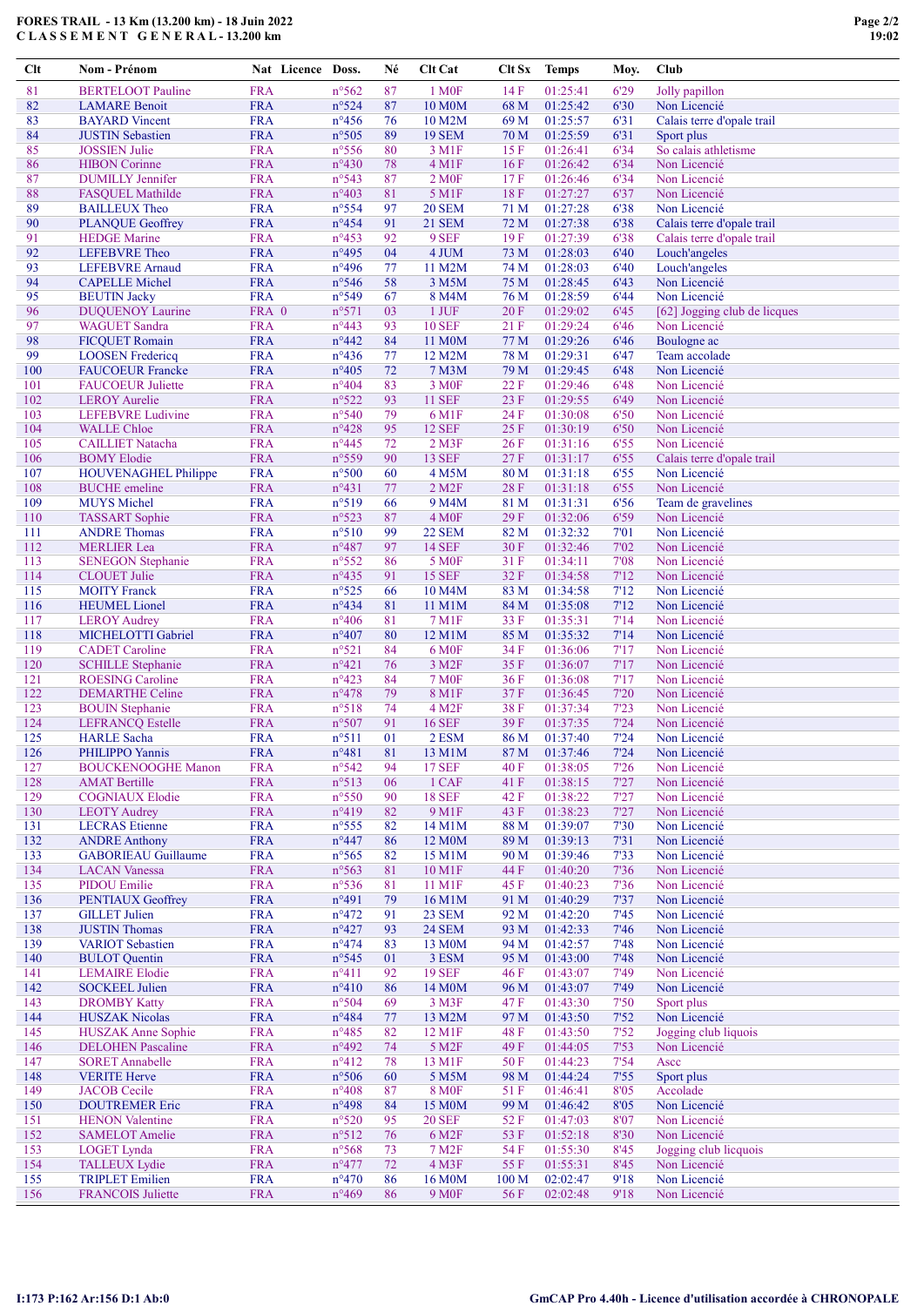# FORES TRAIL - 13 Km (13.200 km) - 18 Juin 2022
## C L A S S E M E N T G E N E R A L - 13.200 km

| Clt | Nom - Prénom | Nat | Licence | Doss. | Né | Clt Cat | Clt Sx | Temps | Moy. | Club |
|---|---|---|---|---|---|---|---|---|---|---|
| 81 | BERTELOOT Pauline | FRA | | n°562 | 87 | 1 M0F | 14 F | 01:25:41 | 6'29 | Jolly papillon |
| 82 | LAMARE Benoit | FRA | | n°524 | 87 | 10 M0M | 68 M | 01:25:42 | 6'30 | Non Licencié |
| 83 | BAYARD Vincent | FRA | | n°456 | 76 | 10 M2M | 69 M | 01:25:57 | 6'31 | Calais terre d'opale trail |
| 84 | JUSTIN Sebastien | FRA | | n°505 | 89 | 19 SEM | 70 M | 01:25:59 | 6'31 | Sport plus |
| 85 | JOSSIEN Julie | FRA | | n°556 | 80 | 3 M1F | 15 F | 01:26:41 | 6'34 | So calais athletisme |
| 86 | HIBON Corinne | FRA | | n°430 | 78 | 4 M1F | 16 F | 01:26:42 | 6'34 | Non Licencié |
| 87 | DUMILLY Jennifer | FRA | | n°543 | 87 | 2 M0F | 17 F | 01:26:46 | 6'34 | Non Licencié |
| 88 | FASQUEL Mathilde | FRA | | n°403 | 81 | 5 M1F | 18 F | 01:27:27 | 6'37 | Non Licencié |
| 89 | BAILLEUX Theo | FRA | | n°554 | 97 | 20 SEM | 71 M | 01:27:28 | 6'38 | Non Licencié |
| 90 | PLANQUE Geoffrey | FRA | | n°454 | 91 | 21 SEM | 72 M | 01:27:38 | 6'38 | Calais terre d'opale trail |
| 91 | HEDGE Marine | FRA | | n°453 | 92 | 9 SEF | 19 F | 01:27:39 | 6'38 | Calais terre d'opale trail |
| 92 | LEFEBVRE Theo | FRA | | n°495 | 04 | 4 JUM | 73 M | 01:28:03 | 6'40 | Louch'angeles |
| 93 | LEFEBVRE Arnaud | FRA | | n°496 | 77 | 11 M2M | 74 M | 01:28:03 | 6'40 | Louch'angeles |
| 94 | CAPELLE Michel | FRA | | n°546 | 58 | 3 M5M | 75 M | 01:28:45 | 6'43 | Non Licencié |
| 95 | BEUTIN Jacky | FRA | | n°549 | 67 | 8 M4M | 76 M | 01:28:59 | 6'44 | Non Licencié |
| 96 | DUQUENOY Laurine | FRA | 0 | n°571 | 03 | 1 JUF | 20 F | 01:29:02 | 6'45 | [62] Jogging club de licques |
| 97 | WAGUET Sandra | FRA | | n°443 | 93 | 10 SEF | 21 F | 01:29:24 | 6'46 | Non Licencié |
| 98 | FICQUET Romain | FRA | | n°442 | 84 | 11 M0M | 77 M | 01:29:26 | 6'46 | Boulogne ac |
| 99 | LOOSEN Fredericq | FRA | | n°436 | 77 | 12 M2M | 78 M | 01:29:31 | 6'47 | Team accolade |
| 100 | FAUCOEUR Francke | FRA | | n°405 | 72 | 7 M3M | 79 M | 01:29:45 | 6'48 | Non Licencié |
| 101 | FAUCOEUR Juliette | FRA | | n°404 | 83 | 3 M0F | 22 F | 01:29:46 | 6'48 | Non Licencié |
| 102 | LEROY Aurelie | FRA | | n°522 | 93 | 11 SEF | 23 F | 01:29:55 | 6'49 | Non Licencié |
| 103 | LEFEBVRE Ludivine | FRA | | n°540 | 79 | 6 M1F | 24 F | 01:30:08 | 6'50 | Non Licencié |
| 104 | WALLE Chloe | FRA | | n°428 | 95 | 12 SEF | 25 F | 01:30:19 | 6'50 | Non Licencié |
| 105 | CAILLIET Natacha | FRA | | n°445 | 72 | 2 M3F | 26 F | 01:31:16 | 6'55 | Non Licencié |
| 106 | BOMY Elodie | FRA | | n°559 | 90 | 13 SEF | 27 F | 01:31:17 | 6'55 | Calais terre d'opale trail |
| 107 | HOUVENAGHEL Philippe | FRA | | n°500 | 60 | 4 M5M | 80 M | 01:31:18 | 6'55 | Non Licencié |
| 108 | BUCHE emeline | FRA | | n°431 | 77 | 2 M2F | 28 F | 01:31:18 | 6'55 | Non Licencié |
| 109 | MUYS Michel | FRA | | n°519 | 66 | 9 M4M | 81 M | 01:31:31 | 6'56 | Team de gravelines |
| 110 | TASSART Sophie | FRA | | n°523 | 87 | 4 M0F | 29 F | 01:32:06 | 6'59 | Non Licencié |
| 111 | ANDRE Thomas | FRA | | n°510 | 99 | 22 SEM | 82 M | 01:32:32 | 7'01 | Non Licencié |
| 112 | MERLIER Lea | FRA | | n°487 | 97 | 14 SEF | 30 F | 01:32:46 | 7'02 | Non Licencié |
| 113 | SENEGON Stephanie | FRA | | n°552 | 86 | 5 M0F | 31 F | 01:34:11 | 7'08 | Non Licencié |
| 114 | CLOUET Julie | FRA | | n°435 | 91 | 15 SEF | 32 F | 01:34:58 | 7'12 | Non Licencié |
| 115 | MOITY Franck | FRA | | n°525 | 66 | 10 M4M | 83 M | 01:34:58 | 7'12 | Non Licencié |
| 116 | HEUMEL Lionel | FRA | | n°434 | 81 | 11 M1M | 84 M | 01:35:08 | 7'12 | Non Licencié |
| 117 | LEROY Audrey | FRA | | n°406 | 81 | 7 M1F | 33 F | 01:35:31 | 7'14 | Non Licencié |
| 118 | MICHELOTTI Gabriel | FRA | | n°407 | 80 | 12 M1M | 85 M | 01:35:32 | 7'14 | Non Licencié |
| 119 | CADET Caroline | FRA | | n°521 | 84 | 6 M0F | 34 F | 01:36:06 | 7'17 | Non Licencié |
| 120 | SCHILLE Stephanie | FRA | | n°421 | 76 | 3 M2F | 35 F | 01:36:07 | 7'17 | Non Licencié |
| 121 | ROESING Caroline | FRA | | n°423 | 84 | 7 M0F | 36 F | 01:36:08 | 7'17 | Non Licencié |
| 122 | DEMARTHE Celine | FRA | | n°478 | 79 | 8 M1F | 37 F | 01:36:45 | 7'20 | Non Licencié |
| 123 | BOUIN Stephanie | FRA | | n°518 | 74 | 4 M2F | 38 F | 01:37:34 | 7'23 | Non Licencié |
| 124 | LEFRANCQ Estelle | FRA | | n°507 | 91 | 16 SEF | 39 F | 01:37:35 | 7'24 | Non Licencié |
| 125 | HARLE Sacha | FRA | | n°511 | 01 | 2 ESM | 86 M | 01:37:40 | 7'24 | Non Licencié |
| 126 | PHILIPPO Yannis | FRA | | n°481 | 81 | 13 M1M | 87 M | 01:37:46 | 7'24 | Non Licencié |
| 127 | BOUCKENOOGHE Manon | FRA | | n°542 | 94 | 17 SEF | 40 F | 01:38:05 | 7'26 | Non Licencié |
| 128 | AMAT Bertille | FRA | | n°513 | 06 | 1 CAF | 41 F | 01:38:15 | 7'27 | Non Licencié |
| 129 | COGNIAUX Elodie | FRA | | n°550 | 90 | 18 SEF | 42 F | 01:38:22 | 7'27 | Non Licencié |
| 130 | LEOTY Audrey | FRA | | n°419 | 82 | 9 M1F | 43 F | 01:38:23 | 7'27 | Non Licencié |
| 131 | LECRAS Etienne | FRA | | n°555 | 82 | 14 M1M | 88 M | 01:39:07 | 7'30 | Non Licencié |
| 132 | ANDRE Anthony | FRA | | n°447 | 86 | 12 M0M | 89 M | 01:39:13 | 7'31 | Non Licencié |
| 133 | GABORIEAU Guillaume | FRA | | n°565 | 82 | 15 M1M | 90 M | 01:39:46 | 7'33 | Non Licencié |
| 134 | LACAN Vanessa | FRA | | n°563 | 81 | 10 M1F | 44 F | 01:40:20 | 7'36 | Non Licencié |
| 135 | PIDOU Emilie | FRA | | n°536 | 81 | 11 M1F | 45 F | 01:40:23 | 7'36 | Non Licencié |
| 136 | PENTIAUX Geoffrey | FRA | | n°491 | 79 | 16 M1M | 91 M | 01:40:29 | 7'37 | Non Licencié |
| 137 | GILLET Julien | FRA | | n°472 | 91 | 23 SEM | 92 M | 01:42:20 | 7'45 | Non Licencié |
| 138 | JUSTIN Thomas | FRA | | n°427 | 93 | 24 SEM | 93 M | 01:42:33 | 7'46 | Non Licencié |
| 139 | VARIOT Sebastien | FRA | | n°474 | 83 | 13 M0M | 94 M | 01:42:57 | 7'48 | Non Licencié |
| 140 | BULOT Quentin | FRA | | n°545 | 01 | 3 ESM | 95 M | 01:43:00 | 7'48 | Non Licencié |
| 141 | LEMAIRE Elodie | FRA | | n°411 | 92 | 19 SEF | 46 F | 01:43:07 | 7'49 | Non Licencié |
| 142 | SOCKEEL Julien | FRA | | n°410 | 86 | 14 M0M | 96 M | 01:43:07 | 7'49 | Non Licencié |
| 143 | DROMBY Katty | FRA | | n°504 | 69 | 3 M3F | 47 F | 01:43:30 | 7'50 | Sport plus |
| 144 | HUSZAK Nicolas | FRA | | n°484 | 77 | 13 M2M | 97 M | 01:43:50 | 7'52 | Non Licencié |
| 145 | HUSZAK Anne Sophie | FRA | | n°485 | 82 | 12 M1F | 48 F | 01:43:50 | 7'52 | Jogging club liquois |
| 146 | DELOHEN Pascaline | FRA | | n°492 | 74 | 5 M2F | 49 F | 01:44:05 | 7'53 | Non Licencié |
| 147 | SORET Annabelle | FRA | | n°412 | 78 | 13 M1F | 50 F | 01:44:23 | 7'54 | Ascc |
| 148 | VERITE Herve | FRA | | n°506 | 60 | 5 M5M | 98 M | 01:44:24 | 7'55 | Sport plus |
| 149 | JACOB Cecile | FRA | | n°408 | 87 | 8 M0F | 51 F | 01:46:41 | 8'05 | Accolade |
| 150 | DOUTREMER Eric | FRA | | n°498 | 84 | 15 M0M | 99 M | 01:46:42 | 8'05 | Non Licencié |
| 151 | HENON Valentine | FRA | | n°520 | 95 | 20 SEF | 52 F | 01:47:03 | 8'07 | Non Licencié |
| 152 | SAMELOT Amelie | FRA | | n°512 | 76 | 6 M2F | 53 F | 01:52:18 | 8'30 | Non Licencié |
| 153 | LOGET Lynda | FRA | | n°568 | 73 | 7 M2F | 54 F | 01:55:30 | 8'45 | Jogging club licquois |
| 154 | TALLEUX Lydie | FRA | | n°477 | 72 | 4 M3F | 55 F | 01:55:31 | 8'45 | Non Licencié |
| 155 | TRIPLET Emilien | FRA | | n°470 | 86 | 16 M0M | 100 M | 02:02:47 | 9'18 | Non Licencié |
| 156 | FRANCOIS Juliette | FRA | | n°469 | 86 | 9 M0F | 56 F | 02:02:48 | 9'18 | Non Licencié |

I:173 P:162 Ar:156 D:1 Ab:0

GmCAP Pro 4.40h - Licence d'utilisation accordée à CHRONOPALE